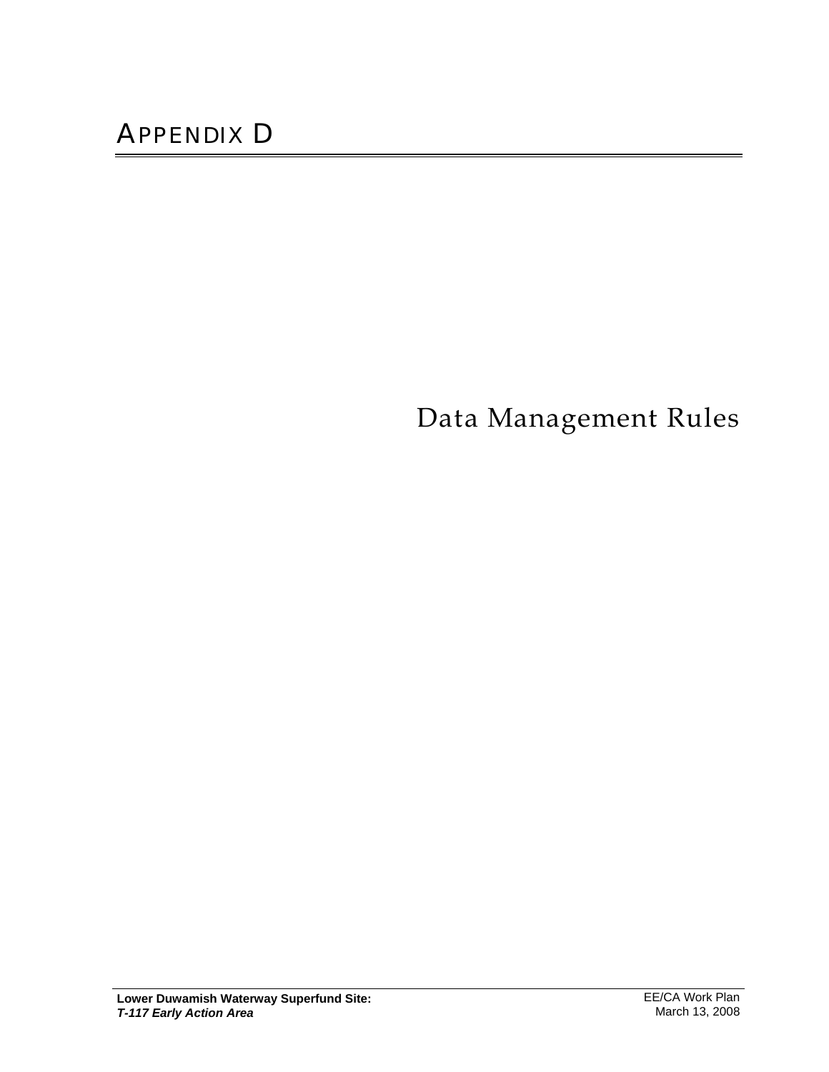# APPENDIX D

## Data Management Rules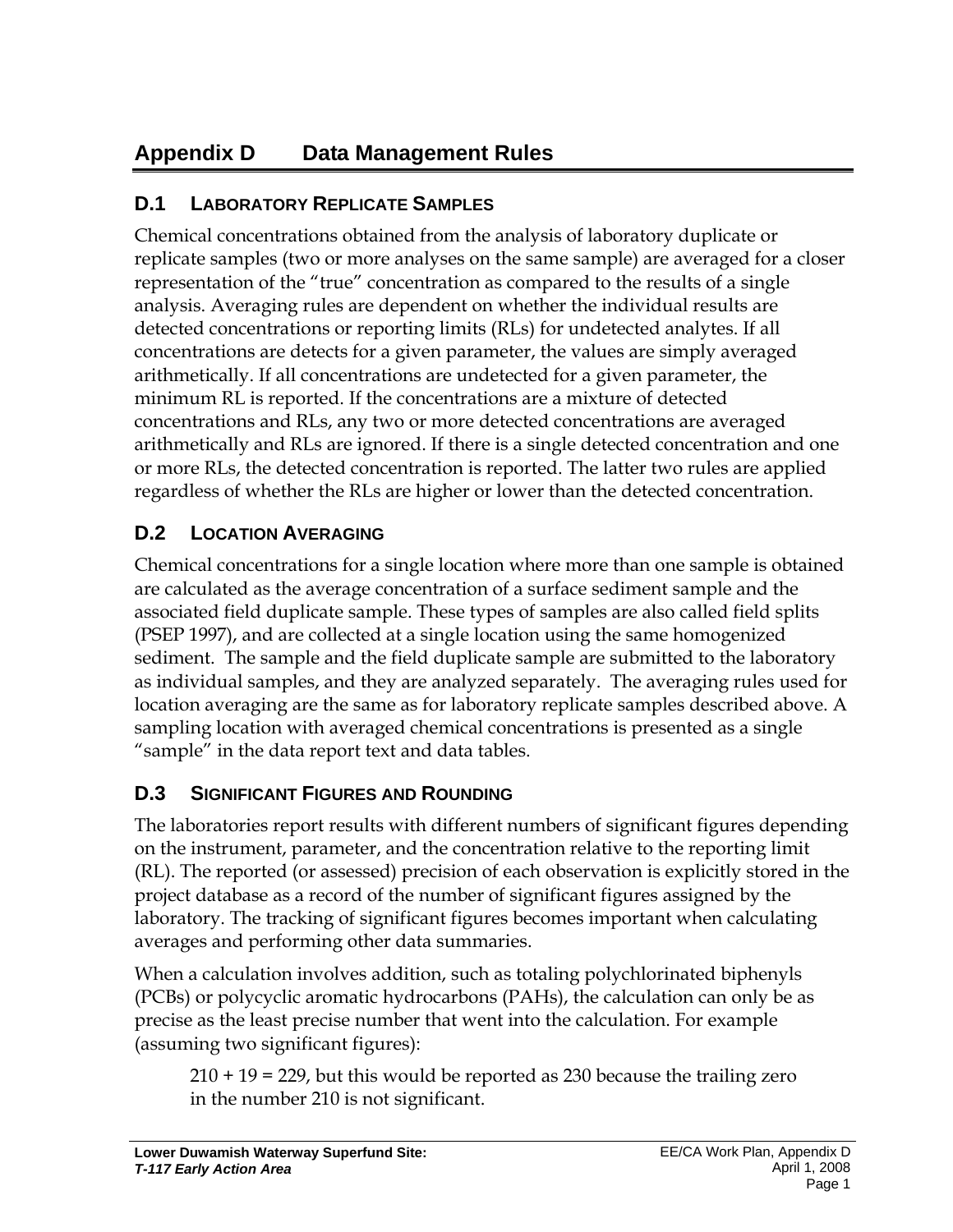# Appendix D Data Management Rules

## D.1 Laboratory Replicate Samples

Chemical concentrations obtained from the analysis of laboratory duplicate or replicate samples (two or more analyses on the same sample) are averaged for a closer representation of the "true" concentration as compared to the results of a single analysis. Averaging rules are dependent on whether the individual results are detected concentrations or reporting limits (RLs) for undetected analytes. If all concentrations are detects for a given parameter, the values are simply averaged arithmetically. If all concentrations are undetected for a given parameter, the minimum RL is reported. If the concentrations are a mixture of detected concentrations and RLs, any two or more detected concentrations are averaged arithmetically and RLs are ignored. If there is a single detected concentration and one or more RLs, the detected concentration is reported. The latter two rules are applied regardless of whether the RLs are higher or lower than the detected concentration.

## D.2 Location Averaging

Chemical concentrations for a single location where more than one sample is obtained are calculated as the average concentration of a surface sediment sample and the associated field duplicate sample. These types of samples are also called field splits (PSEP 1997), and are collected at a single location using the same homogenized sediment. The sample and the field duplicate sample are submitted to the laboratory as individual samples, and they are analyzed separately. The averaging rules used for location averaging are the same as for laboratory replicate samples described above. A sampling location with averaged chemical concentrations is presented as a single "sample" in the data report text and data tables.

## D.3 Significant Figures and Rounding

The laboratories report results with different numbers of significant figures depending on the instrument, parameter, and the concentration relative to the reporting limit (RL). The reported (or assessed) precision of each observation is explicitly stored in the project database as a record of the number of significant figures assigned by the laboratory. The tracking of significant figures becomes important when calculating averages and performing other data summaries.

When a calculation involves addition, such as totaling polychlorinated biphenyls (PCBs) or polycyclic aromatic hydrocarbons (PAHs), the calculation can only be as precise as the least precise number that went into the calculation. For example (assuming two significant figures):

> 210 + 19 = 229, but this would be reported as 230 because the trailing zero in the number 210 is not significant.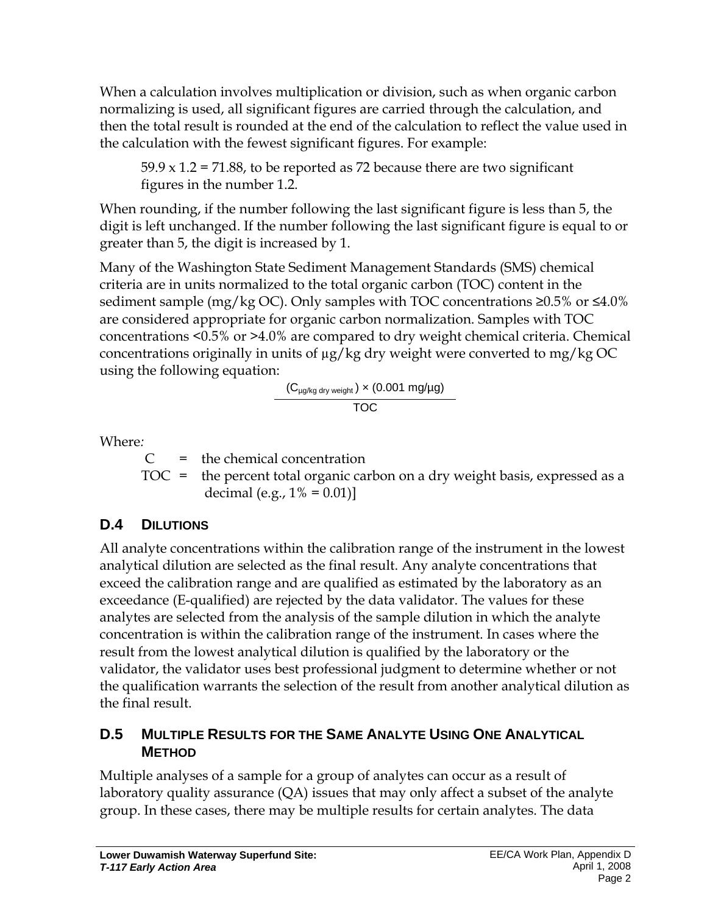When a calculation involves multiplication or division, such as when organic carbon normalizing is used, all significant figures are carried through the calculation, and then the total result is rounded at the end of the calculation to reflect the value used in the calculation with the fewest significant figures. For example:

> 59.9 x 1.2 = 71.88, to be reported as 72 because there are two significant figures in the number 1.2.

When rounding, if the number following the last significant figure is less than 5, the digit is left unchanged. If the number following the last significant figure is equal to or greater than 5, the digit is increased by 1.

Many of the Washington State Sediment Management Standards (SMS) chemical criteria are in units normalized to the total organic carbon (TOC) content in the sediment sample (mg/kg OC). Only samples with TOC concentrations ≥0.5% or ≤4.0% are considered appropriate for organic carbon normalization. Samples with TOC concentrations <0.5% or >4.0% are compared to dry weight chemical criteria. Chemical concentrations originally in units of µg/kg dry weight were converted to mg/kg OC using the following equation:

$$\frac{(C_{\mu g/kg\ dry\ weight}) \times (0.001\ mg/\mu g)}{TOC}$$

Where:

- C = the chemical concentration
- TOC = the percent total organic carbon on a dry weight basis, expressed as a decimal (e.g., 1% = 0.01)]

## D.4 Dilutions

All analyte concentrations within the calibration range of the instrument in the lowest analytical dilution are selected as the final result. Any analyte concentrations that exceed the calibration range and are qualified as estimated by the laboratory as an exceedance (E-qualified) are rejected by the data validator. The values for these analytes are selected from the analysis of the sample dilution in which the analyte concentration is within the calibration range of the instrument. In cases where the result from the lowest analytical dilution is qualified by the laboratory or the validator, the validator uses best professional judgment to determine whether or not the qualification warrants the selection of the result from another analytical dilution as the final result.

## D.5 Multiple Results for the Same Analyte Using One Analytical Method

Multiple analyses of a sample for a group of analytes can occur as a result of laboratory quality assurance (QA) issues that may only affect a subset of the analyte group. In these cases, there may be multiple results for certain analytes. The data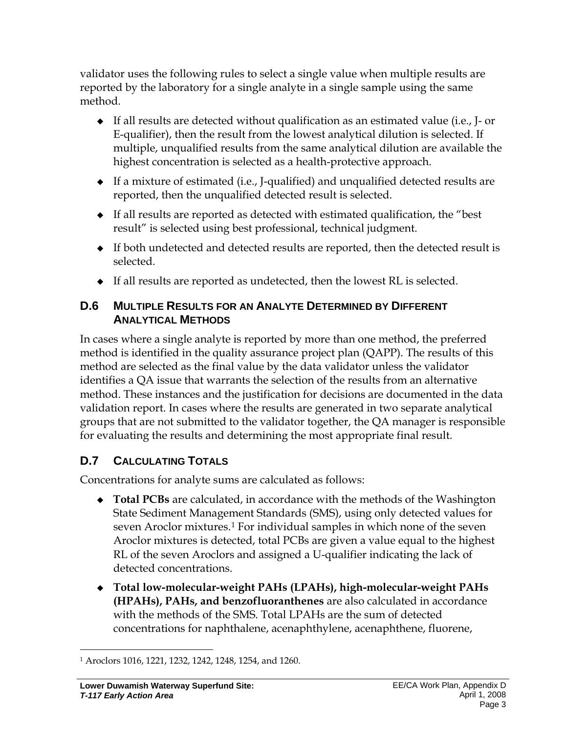validator uses the following rules to select a single value when multiple results are reported by the laboratory for a single analyte in a single sample using the same method.

- If all results are detected without qualification as an estimated value (i.e., J- or E-qualifier), then the result from the lowest analytical dilution is selected. If multiple, unqualified results from the same analytical dilution are available the highest concentration is selected as a health-protective approach.
- If a mixture of estimated (i.e., J-qualified) and unqualified detected results are reported, then the unqualified detected result is selected.
- If all results are reported as detected with estimated qualification, the "best result" is selected using best professional, technical judgment.
- If both undetected and detected results are reported, then the detected result is selected.
- If all results are reported as undetected, then the lowest RL is selected.

## D.6 Multiple Results for an Analyte Determined by Different Analytical Methods

In cases where a single analyte is reported by more than one method, the preferred method is identified in the quality assurance project plan (QAPP). The results of this method are selected as the final value by the data validator unless the validator identifies a QA issue that warrants the selection of the results from an alternative method. These instances and the justification for decisions are documented in the data validation report. In cases where the results are generated in two separate analytical groups that are not submitted to the validator together, the QA manager is responsible for evaluating the results and determining the most appropriate final result.

## D.7 Calculating Totals

Concentrations for analyte sums are calculated as follows:

- **Total PCBs** are calculated, in accordance with the methods of the Washington State Sediment Management Standards (SMS), using only detected values for seven Aroclor mixtures.[1] For individual samples in which none of the seven Aroclor mixtures is detected, total PCBs are given a value equal to the highest RL of the seven Aroclors and assigned a U-qualifier indicating the lack of detected concentrations.
- **Total low-molecular-weight PAHs (LPAHs), high-molecular-weight PAHs (HPAHs), PAHs, and benzofluoranthenes** are also calculated in accordance with the methods of the SMS. Total LPAHs are the sum of detected concentrations for naphthalene, acenaphthylene, acenaphthene, fluorene,

[1] Aroclors 1016, 1221, 1232, 1242, 1248, 1254, and 1260.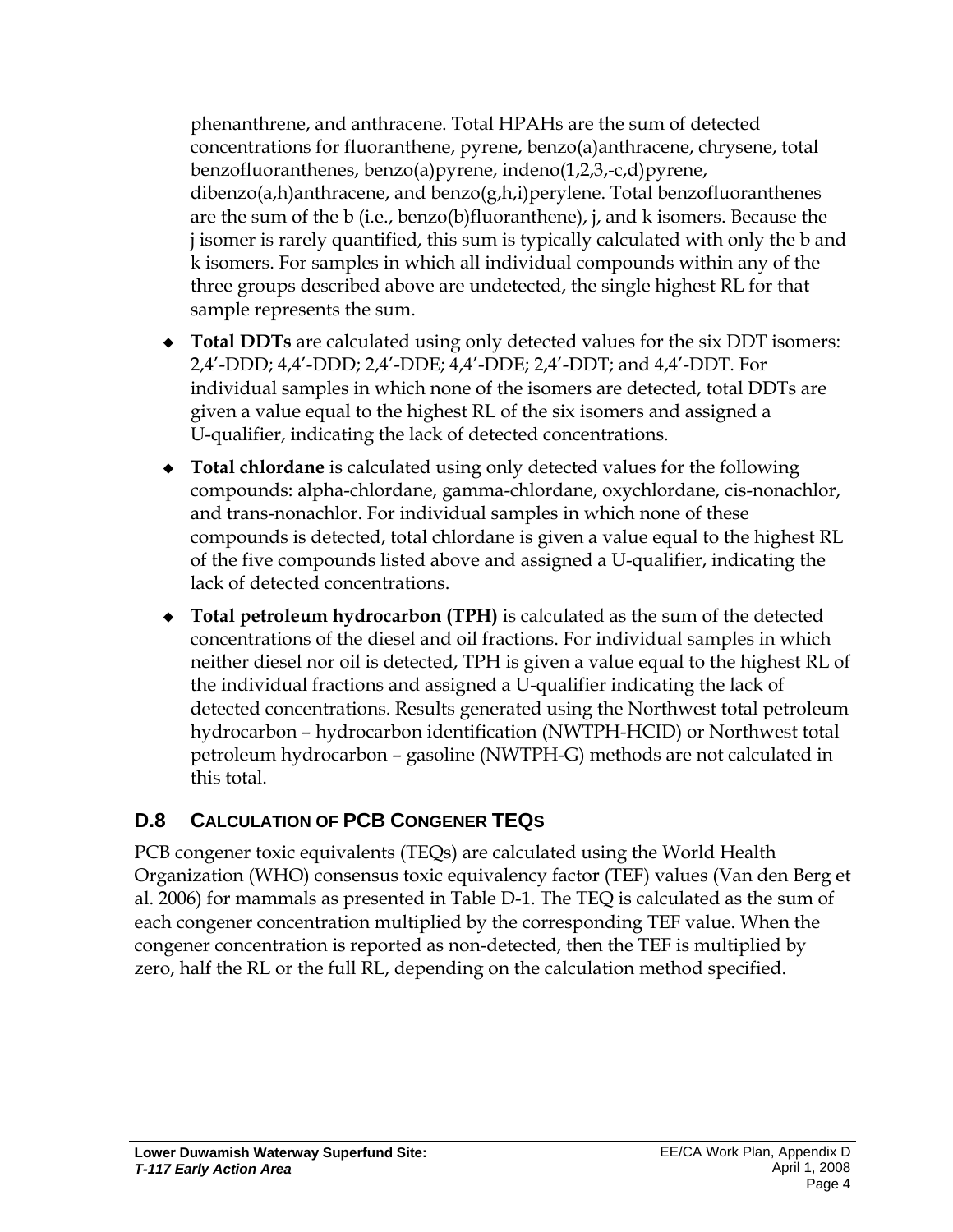phenanthrene, and anthracene. Total HPAHs are the sum of detected concentrations for fluoranthene, pyrene, benzo(a)anthracene, chrysene, total benzofluoranthenes, benzo(a)pyrene, indeno(1,2,3,-c,d)pyrene, dibenzo(a,h)anthracene, and benzo(g,h,i)perylene. Total benzofluoranthenes are the sum of the b (i.e., benzo(b)fluoranthene), j, and k isomers. Because the j isomer is rarely quantified, this sum is typically calculated with only the b and k isomers. For samples in which all individual compounds within any of the three groups described above are undetected, the single highest RL for that sample represents the sum.

- **Total DDTs** are calculated using only detected values for the six DDT isomers: 2,4′-DDD; 4,4′-DDD; 2,4′-DDE; 4,4′-DDE; 2,4′-DDT; and 4,4′-DDT. For individual samples in which none of the isomers are detected, total DDTs are given a value equal to the highest RL of the six isomers and assigned a U-qualifier, indicating the lack of detected concentrations.
- **Total chlordane** is calculated using only detected values for the following compounds: alpha-chlordane, gamma-chlordane, oxychlordane, cis-nonachlor, and trans-nonachlor. For individual samples in which none of these compounds is detected, total chlordane is given a value equal to the highest RL of the five compounds listed above and assigned a U-qualifier, indicating the lack of detected concentrations.
- **Total petroleum hydrocarbon (TPH)** is calculated as the sum of the detected concentrations of the diesel and oil fractions. For individual samples in which neither diesel nor oil is detected, TPH is given a value equal to the highest RL of the individual fractions and assigned a U-qualifier indicating the lack of detected concentrations. Results generated using the Northwest total petroleum hydrocarbon – hydrocarbon identification (NWTPH-HCID) or Northwest total petroleum hydrocarbon – gasoline (NWTPH-G) methods are not calculated in this total.

## D.8 Calculation of PCB Congener TEQs

PCB congener toxic equivalents (TEQs) are calculated using the World Health Organization (WHO) consensus toxic equivalency factor (TEF) values (Van den Berg et al. 2006) for mammals as presented in Table D-1. The TEQ is calculated as the sum of each congener concentration multiplied by the corresponding TEF value. When the congener concentration is reported as non-detected, then the TEF is multiplied by zero, half the RL or the full RL, depending on the calculation method specified.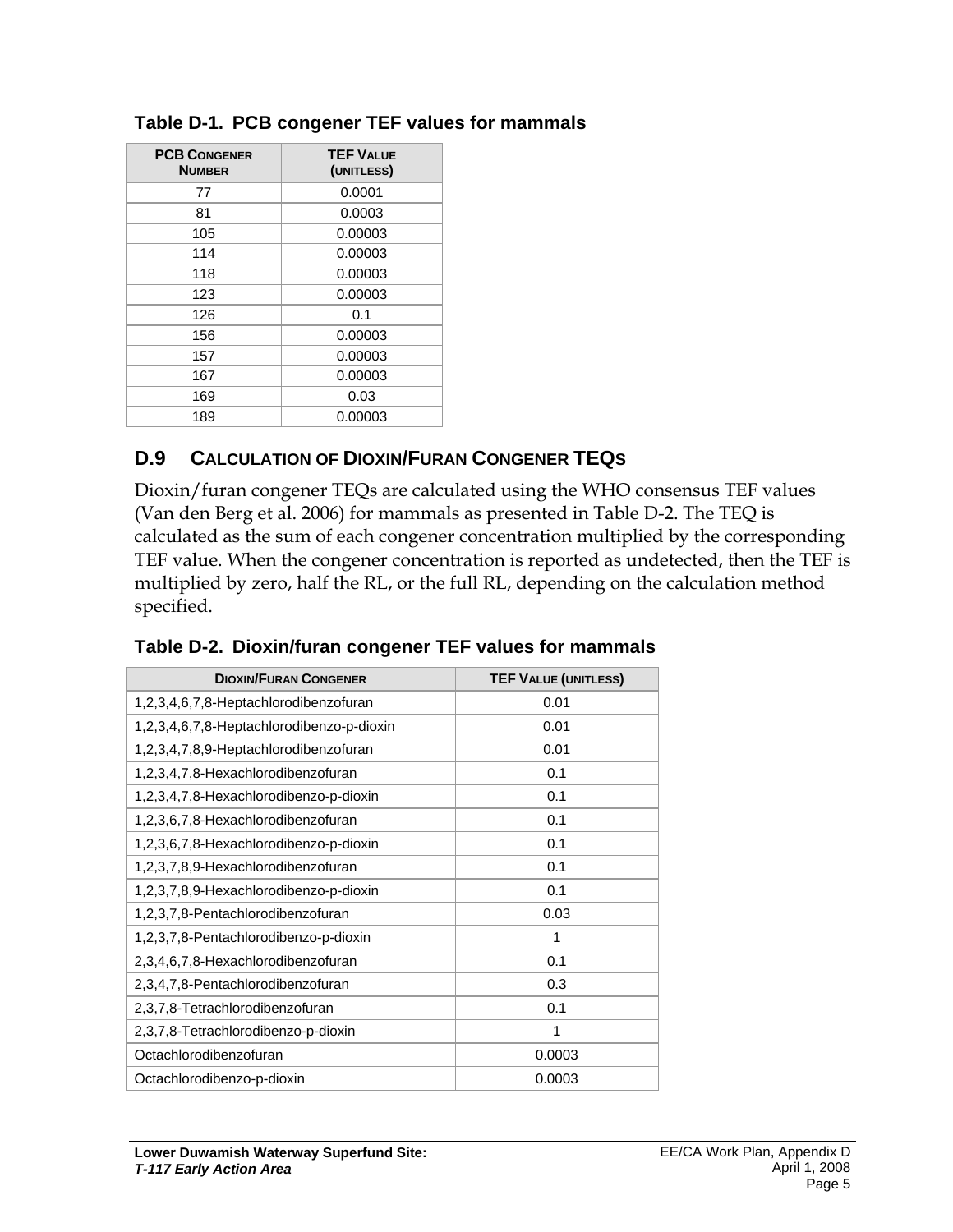**Table D-1. PCB congener TEF values for mammals**

| PCB Congener Number | TEF Value (unitless) |
|---|---|
| 77 | 0.0001 |
| 81 | 0.0003 |
| 105 | 0.00003 |
| 114 | 0.00003 |
| 118 | 0.00003 |
| 123 | 0.00003 |
| 126 | 0.1 |
| 156 | 0.00003 |
| 157 | 0.00003 |
| 167 | 0.00003 |
| 169 | 0.03 |
| 189 | 0.00003 |

## D.9 Calculation of Dioxin/Furan Congener TEQs

Dioxin/furan congener TEQs are calculated using the WHO consensus TEF values (Van den Berg et al. 2006) for mammals as presented in Table D-2. The TEQ is calculated as the sum of each congener concentration multiplied by the corresponding TEF value. When the congener concentration is reported as undetected, then the TEF is multiplied by zero, half the RL, or the full RL, depending on the calculation method specified.

**Table D-2. Dioxin/furan congener TEF values for mammals**

| Dioxin/Furan Congener | TEF Value (unitless) |
|---|---|
| 1,2,3,4,6,7,8-Heptachlorodibenzofuran | 0.01 |
| 1,2,3,4,6,7,8-Heptachlorodibenzo-p-dioxin | 0.01 |
| 1,2,3,4,7,8,9-Heptachlorodibenzofuran | 0.01 |
| 1,2,3,4,7,8-Hexachlorodibenzofuran | 0.1 |
| 1,2,3,4,7,8-Hexachlorodibenzo-p-dioxin | 0.1 |
| 1,2,3,6,7,8-Hexachlorodibenzofuran | 0.1 |
| 1,2,3,6,7,8-Hexachlorodibenzo-p-dioxin | 0.1 |
| 1,2,3,7,8,9-Hexachlorodibenzofuran | 0.1 |
| 1,2,3,7,8,9-Hexachlorodibenzo-p-dioxin | 0.1 |
| 1,2,3,7,8-Pentachlorodibenzofuran | 0.03 |
| 1,2,3,7,8-Pentachlorodibenzo-p-dioxin | 1 |
| 2,3,4,6,7,8-Hexachlorodibenzofuran | 0.1 |
| 2,3,4,7,8-Pentachlorodibenzofuran | 0.3 |
| 2,3,7,8-Tetrachlorodibenzofuran | 0.1 |
| 2,3,7,8-Tetrachlorodibenzo-p-dioxin | 1 |
| Octachlorodibenzofuran | 0.0003 |
| Octachlorodibenzo-p-dioxin | 0.0003 |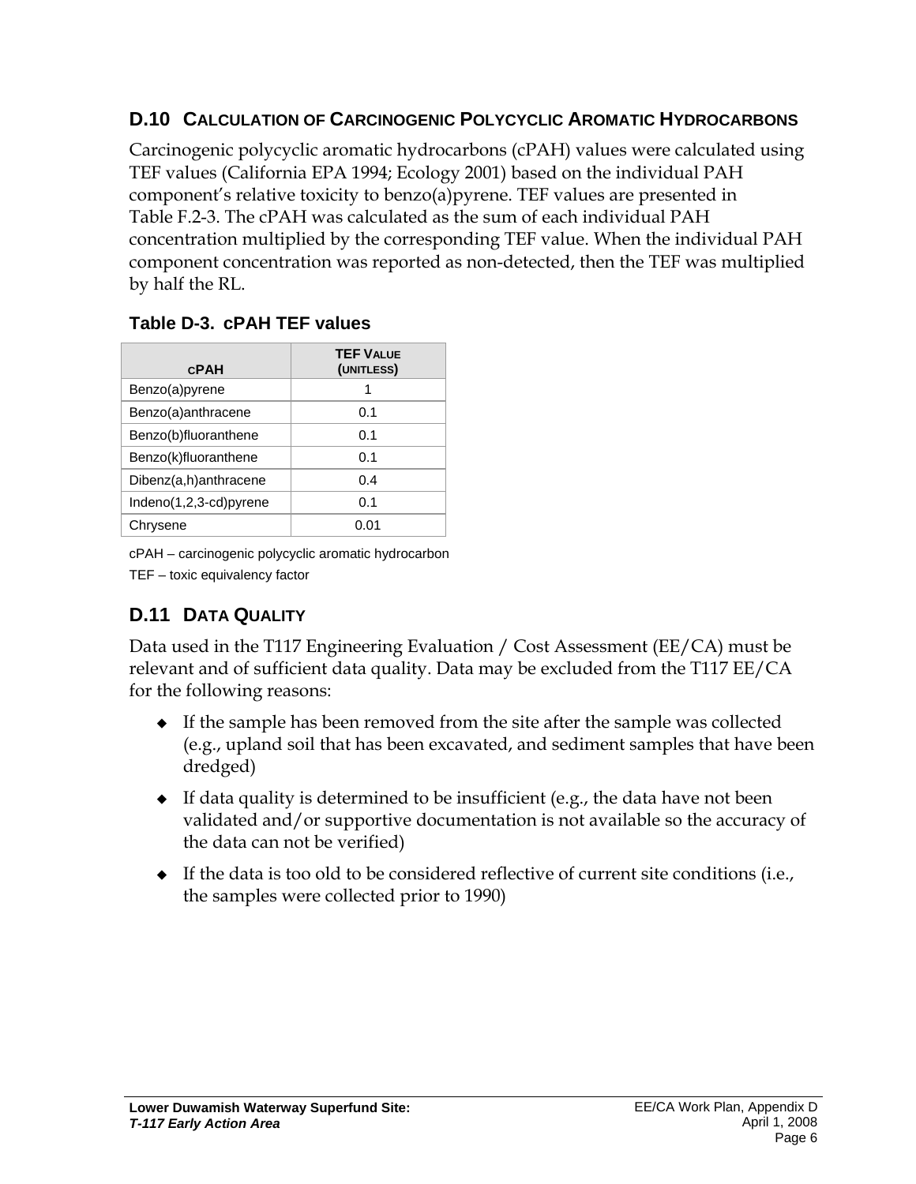## D.10 Calculation of Carcinogenic Polycyclic Aromatic Hydrocarbons

Carcinogenic polycyclic aromatic hydrocarbons (cPAH) values were calculated using TEF values (California EPA 1994; Ecology 2001) based on the individual PAH component's relative toxicity to benzo(a)pyrene. TEF values are presented in Table F.2-3. The cPAH was calculated as the sum of each individual PAH concentration multiplied by the corresponding TEF value. When the individual PAH component concentration was reported as non-detected, then the TEF was multiplied by half the RL.

**Table D-3. cPAH TEF values**

| cPAH | TEF Value (unitless) |
|---|---|
| Benzo(a)pyrene | 1 |
| Benzo(a)anthracene | 0.1 |
| Benzo(b)fluoranthene | 0.1 |
| Benzo(k)fluoranthene | 0.1 |
| Dibenz(a,h)anthracene | 0.4 |
| Indeno(1,2,3-cd)pyrene | 0.1 |
| Chrysene | 0.01 |

cPAH – carcinogenic polycyclic aromatic hydrocarbon

TEF – toxic equivalency factor

## D.11 Data Quality

Data used in the T117 Engineering Evaluation / Cost Assessment (EE/CA) must be relevant and of sufficient data quality. Data may be excluded from the T117 EE/CA for the following reasons:

- If the sample has been removed from the site after the sample was collected (e.g., upland soil that has been excavated, and sediment samples that have been dredged)
- If data quality is determined to be insufficient (e.g., the data have not been validated and/or supportive documentation is not available so the accuracy of the data can not be verified)
- If the data is too old to be considered reflective of current site conditions (i.e., the samples were collected prior to 1990)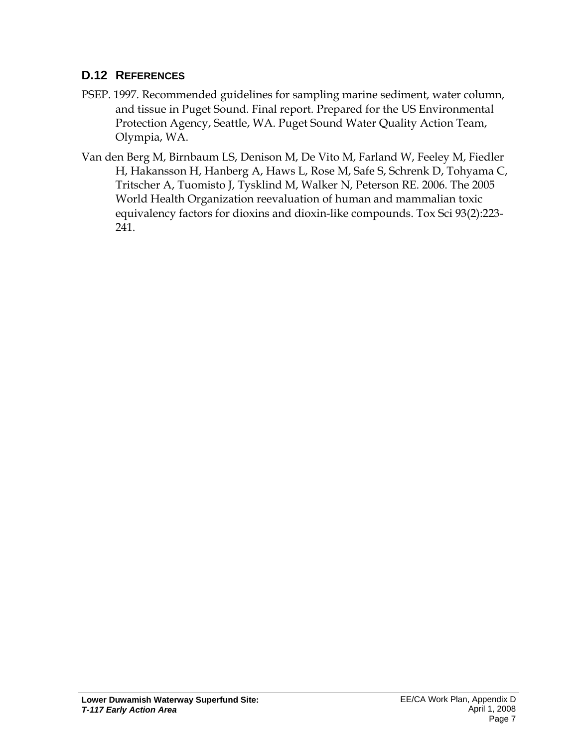## D.12 REFERENCES

PSEP. 1997. Recommended guidelines for sampling marine sediment, water column, and tissue in Puget Sound. Final report. Prepared for the US Environmental Protection Agency, Seattle, WA. Puget Sound Water Quality Action Team, Olympia, WA.

Van den Berg M, Birnbaum LS, Denison M, De Vito M, Farland W, Feeley M, Fiedler H, Hakansson H, Hanberg A, Haws L, Rose M, Safe S, Schrenk D, Tohyama C, Tritscher A, Tuomisto J, Tysklind M, Walker N, Peterson RE. 2006. The 2005 World Health Organization reevaluation of human and mammalian toxic equivalency factors for dioxins and dioxin-like compounds. Tox Sci 93(2):223-241.